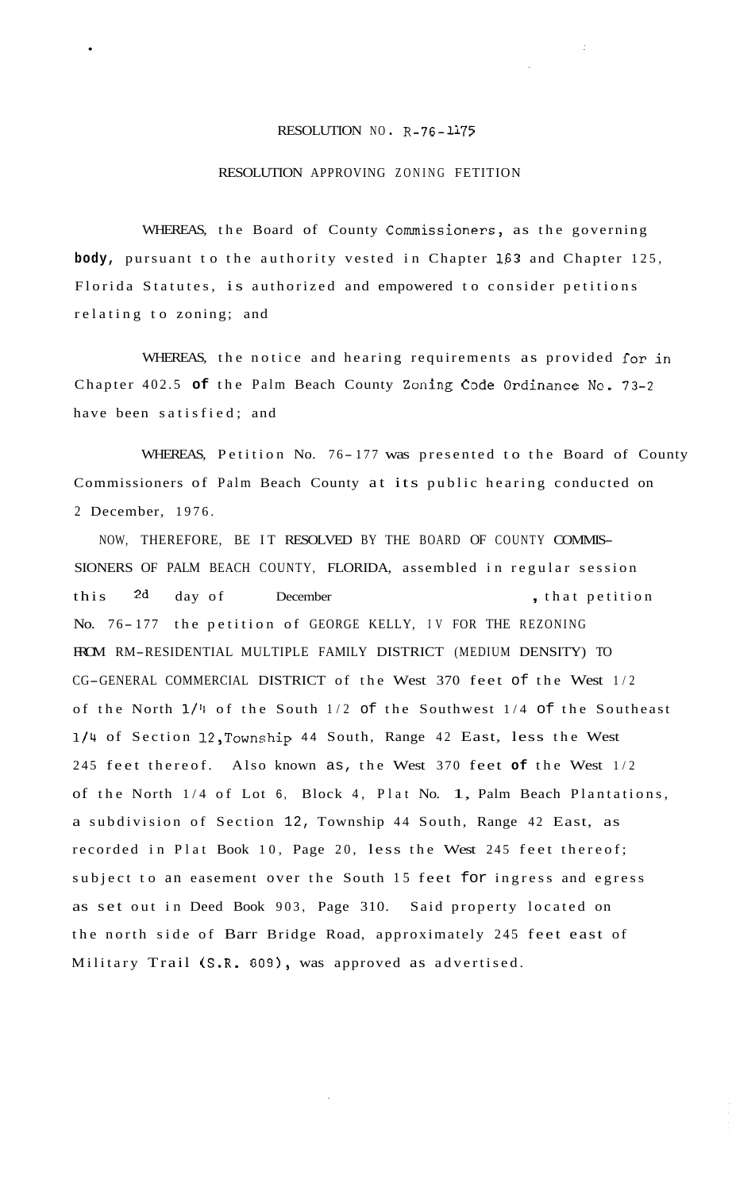RESOLUTION NO. R-76-1175

RESOLUTION APPROVING ZONING FETITION

WHEREAS, the Board of County Commissioners, as the governing **body**, pursuant to the authority vested in Chapter 163 and Chapter 125, Florida Statutes, is authorized and empowered to consider petitions relating to zoning; and

WHEREAS, the notice and hearing requirements as provided for in Chapter 402.5 **of** the Palm Beach County Zoning Code Ordinance No. 73-2 have been satisfied; and

WHEREAS, Petition No. 76-177 was presented to the Board of County Commissioners of Palm Beach County at its public hearing conducted on 2 December, 1976.

NOW, THEREFORE, BE IT RESOLVED BY THE BOARD OF COUNTY COMMISSIONERS OF PALM BEACH COUNTY, FLORIDA, assembled in regular session this 2d day of December, that petition No. 76-177 the petition of GEORGE KELLY, IV FOR THE REZONING FROM RM-RESIDENTIAL MULTIPLE FAMILY DISTRICT (MEDIUM DENSITY) TO CG-GENERAL COMMERCIAL DISTRICT of the West 370 feet of the West 1/2 of the North 1/4 of the South 1/2 of the Southwest 1/4 of the Southeast 1/4 of Section 12, Township 44 South, Range 42 East, less the West 245 feet thereof. Also known as, the West 370 feet **of** the West 1/2 of the North 1/4 of Lot 6, Block 4, Plat No. 1, Palm Beach Plantations, a subdivision of Section 12, Township 44 South, Range 42 East, as recorded in Plat Book 10, Page 20, less the West 245 feet thereof; subject to an easement over the South 15 feet for ingress and egress as set out in Deed Book 903, Page 310. Said property located on the north side of Barr Bridge Road, approximately 245 feet east of Military Trail (S.R. 809), was approved as advertised.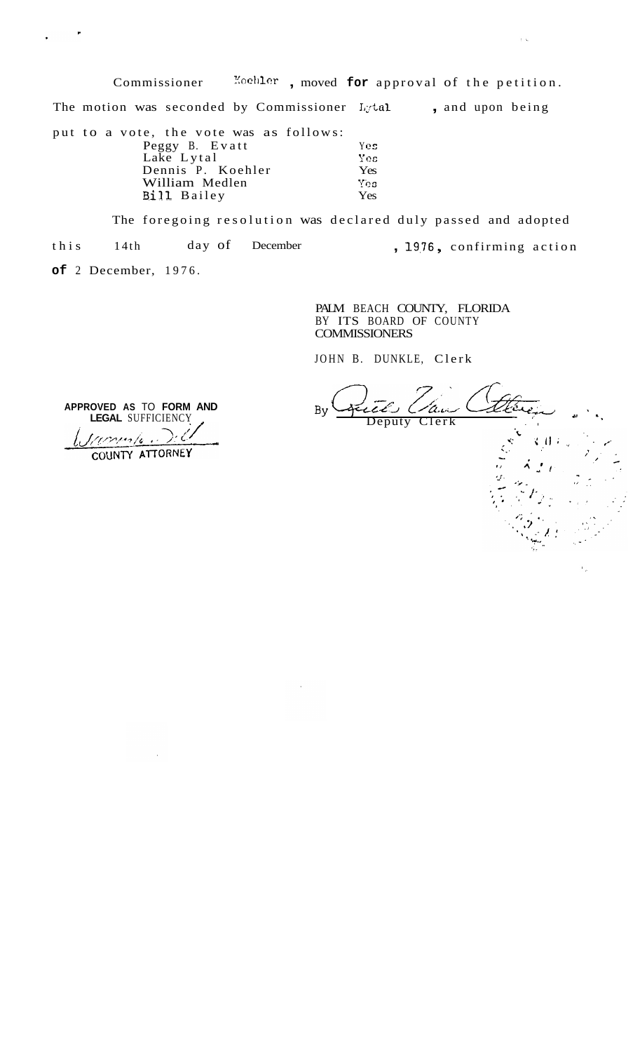Commissioner Koehler, moved for approval of the petition. The motion was seconded by Commissioner Lytal, and upon being put to a vote, the vote was as follows:

| | |
|---|---|
| Peggy B. Evatt | Yes |
| Lake Lytal | Yes |
| Dennis P. Koehler | Yes |
| William Medlen | Yes |
| Bill Bailey | Yes |

The foregoing resolution was declared duly passed and adopted this 14th day of December, 1976, confirming action of 2 December, 1976.

PALM BEACH COUNTY, FLORIDA
BY ITS BOARD OF COUNTY
COMMISSIONERS

JOHN B. DUNKLE, Clerk

By ____________________
Deputy Clerk

**APPROVED AS TO FORM AND LEGAL SUFFICIENCY**

____________________
COUNTY ATTORNEY